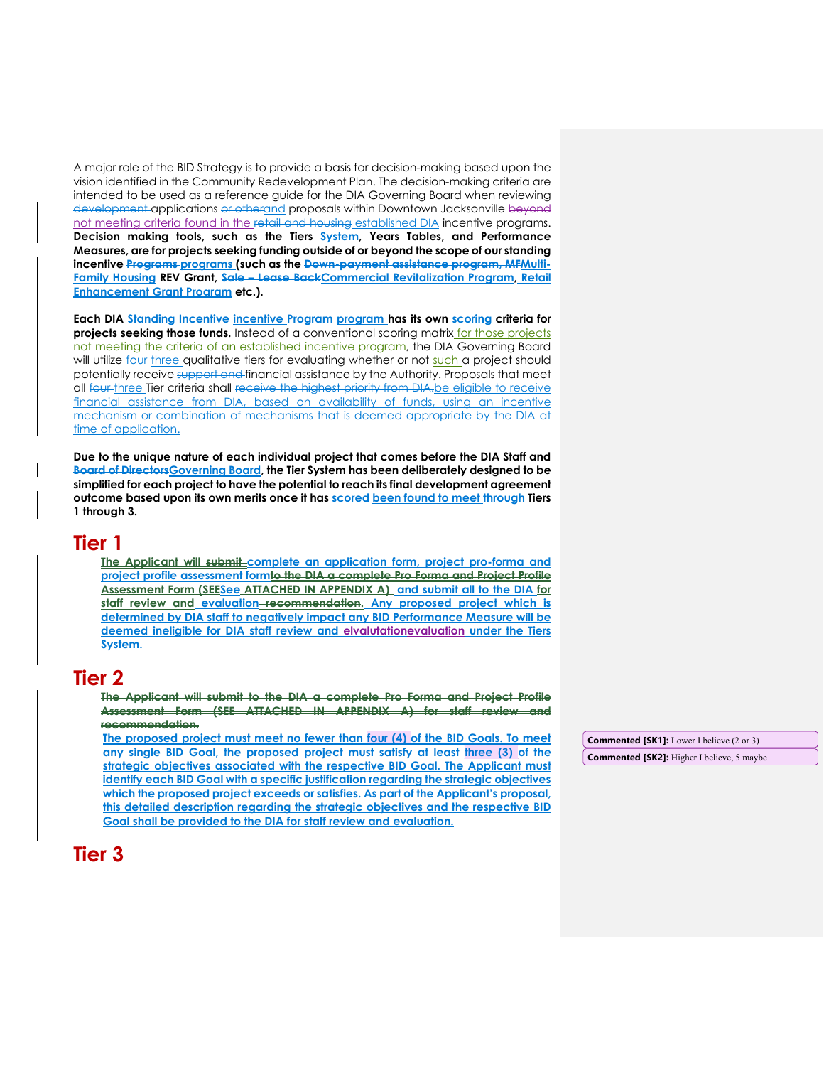A major role of the BID Strategy is to provide a basis for decision-making based upon the vision identified in the Community Redevelopment Plan. The decision-making criteria are intended to be used as a reference guide for the DIA Governing Board when reviewing ~~development~~ applications ~~or other~~and proposals within Downtown Jacksonville ~~beyond~~ not meeting criteria found in the ~~retail and housing~~ established DIA incentive programs. **Decision making tools, such as the Tiers System, Years Tables, and Performance Measures, are for projects seeking funding outside of or beyond the scope of our standing incentive ~~Programs~~ programs (such as the ~~Down-payment assistance program, MF~~Multi-Family Housing REV Grant, ~~Sale – Lease Back~~Commercial Revitalization Program, Retail Enhancement Grant Program etc.).**

**Each DIA ~~Standing Incentive~~ incentive ~~Program~~ program has its own ~~scoring~~ criteria for projects seeking those funds.** Instead of a conventional scoring matrix for those projects not meeting the criteria of an established incentive program, the DIA Governing Board will utilize ~~four~~ three qualitative tiers for evaluating whether or not such a project should potentially receive ~~support and~~ financial assistance by the Authority. Proposals that meet all ~~four~~ three Tier criteria shall ~~receive the highest priority from DIA.~~be eligible to receive financial assistance from DIA, based on availability of funds, using an incentive mechanism or combination of mechanisms that is deemed appropriate by the DIA at time of application.

**Due to the unique nature of each individual project that comes before the DIA Staff and ~~Board of Directors~~Governing Board, the Tier System has been deliberately designed to be simplified for each project to have the potential to reach its final development agreement outcome based upon its own merits once it has ~~scored~~ been found to meet ~~through~~ Tiers 1 through 3.**

# Tier 1

**The Applicant will ~~submit~~ complete an application form, project pro-forma and project profile assessment form~~to the DIA a complete Pro Forma and Project Profile Assessment Form (SEE~~See ~~ATTACHED IN~~ APPENDIX A) and submit all to the DIA for staff review and evaluation~~. recommendation~~. Any proposed project which is determined by DIA staff to negatively impact any BID Performance Measure will be deemed ineligible for DIA staff review and ~~elvalutation~~evaluation under the Tiers System.**

# Tier 2

~~**The Applicant will submit to the DIA a complete Pro Forma and Project Profile Assessment Form (SEE ATTACHED IN APPENDIX A) for staff review and recommendation.**~~

**The proposed project must meet no fewer than four (4) of the BID Goals. To meet any single BID Goal, the proposed project must satisfy at least three (3) of the strategic objectives associated with the respective BID Goal. The Applicant must identify each BID Goal with a specific justification regarding the strategic objectives which the proposed project exceeds or satisfies. As part of the Applicant's proposal, this detailed description regarding the strategic objectives and the respective BID Goal shall be provided to the DIA for staff review and evaluation.**

**Commented [SK1]:** Lower I believe (2 or 3)

**Commented [SK2]:** Higher I believe, 5 maybe

# Tier 3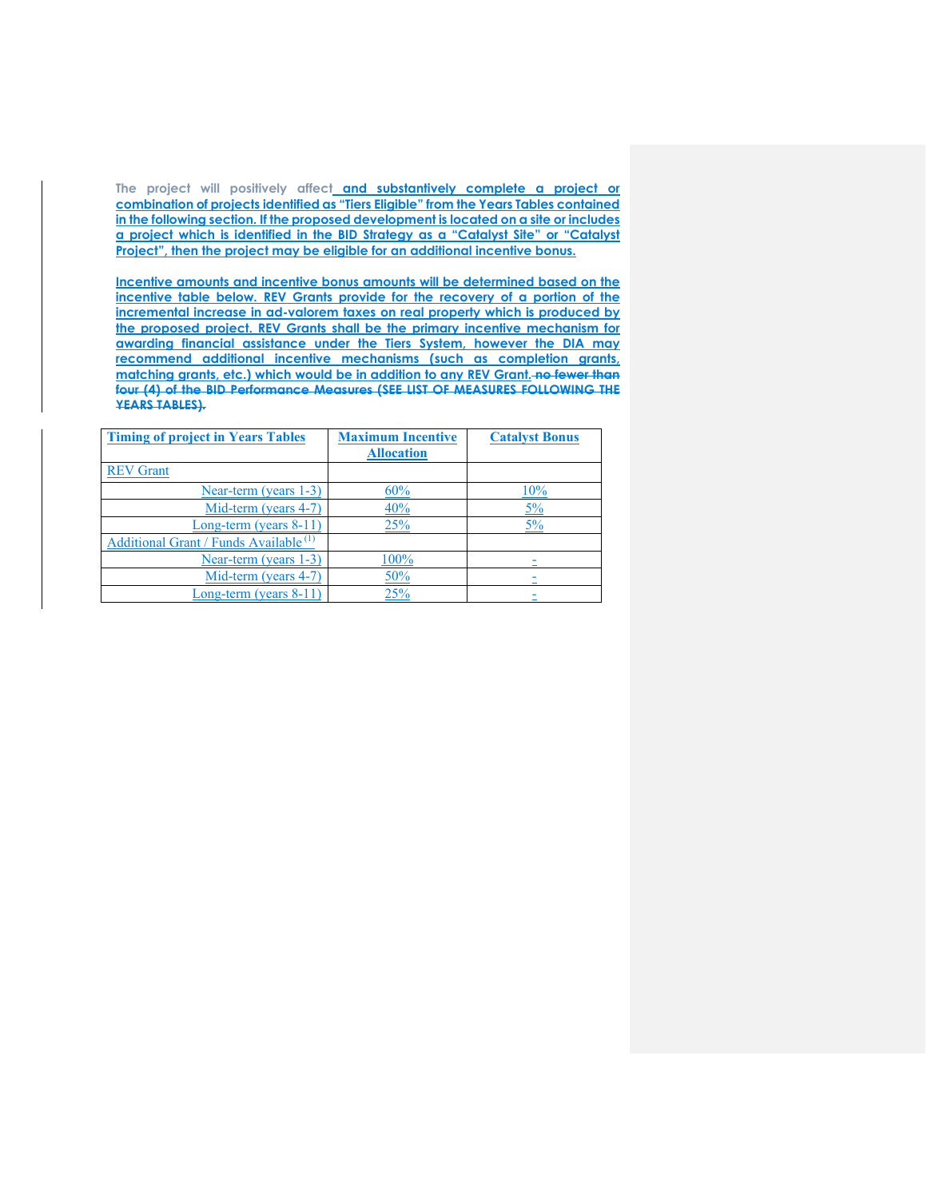The project will positively affect and substantively complete a project or combination of projects identified as "Tiers Eligible" from the Years Tables contained in the following section. If the proposed development is located on a site or includes a project which is identified in the BID Strategy as a "Catalyst Site" or "Catalyst Project", then the project may be eligible for an additional incentive bonus.

Incentive amounts and incentive bonus amounts will be determined based on the incentive table below. REV Grants provide for the recovery of a portion of the incremental increase in ad-valorem taxes on real property which is produced by the proposed project. REV Grants shall be the primary incentive mechanism for awarding financial assistance under the Tiers System, however the DIA may recommend additional incentive mechanisms (such as completion grants, matching grants, etc.) which would be in addition to any REV Grant. ~~no fewer than four (4) of the BID Performance Measures (SEE LIST OF MEASURES FOLLOWING THE YEARS TABLES).~~

| Timing of project in Years Tables | Maximum Incentive Allocation | Catalyst Bonus |
|---|---|---|
| REV Grant | | |
| Near-term (years 1-3) | 60% | 10% |
| Mid-term (years 4-7) | 40% | 5% |
| Long-term (years 8-11) | 25% | 5% |
| Additional Grant / Funds Available [1] | | |
| Near-term (years 1-3) | 100% | - |
| Mid-term (years 4-7) | 50% | - |
| Long-term (years 8-11) | 25% | - |